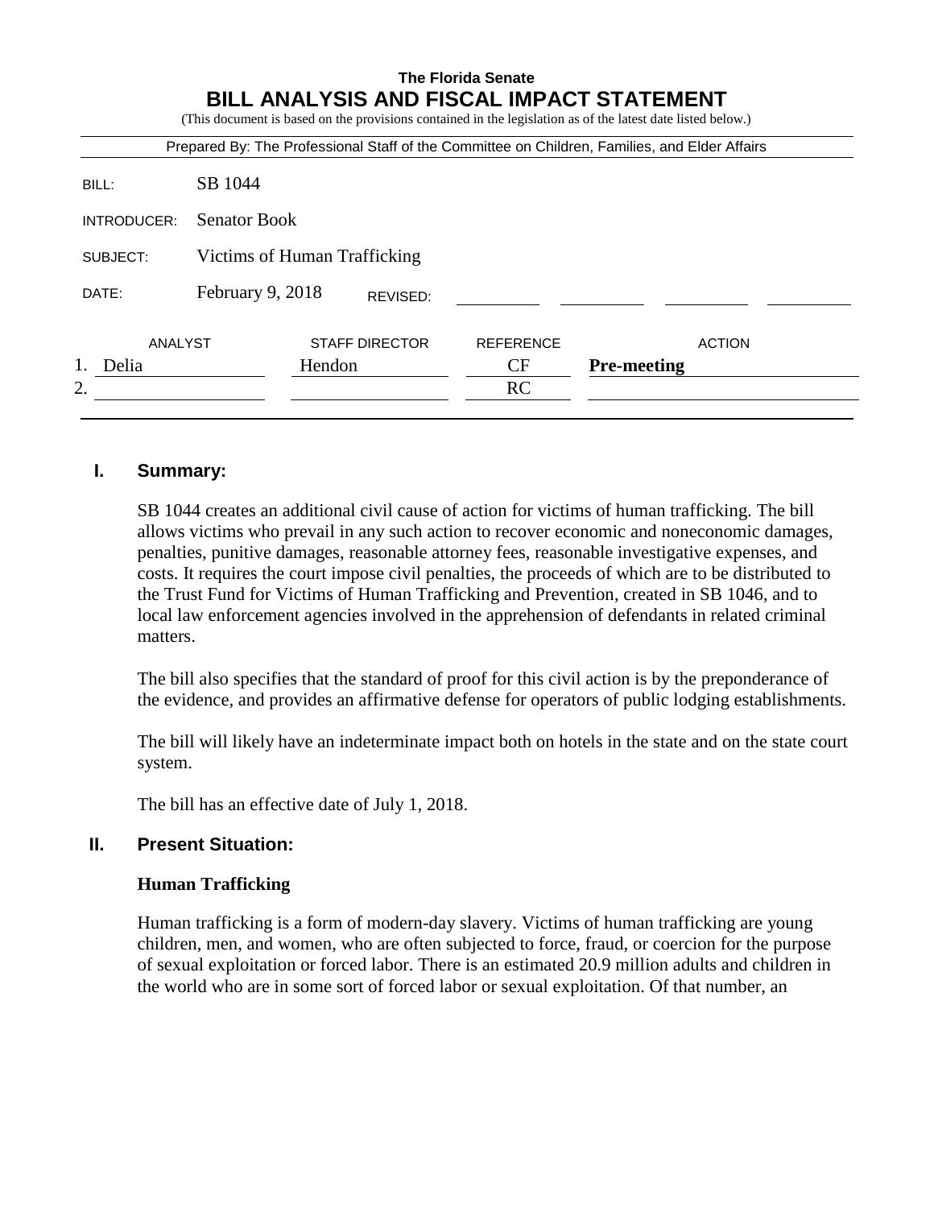**The Florida Senate**

# BILL ANALYSIS AND FISCAL IMPACT STATEMENT

(This document is based on the provisions contained in the legislation as of the latest date listed below.)

Prepared By: The Professional Staff of the Committee on Children, Families, and Elder Affairs

| | |
|---|---|
| BILL: | SB 1044 |
| INTRODUCER: | Senator Book |
| SUBJECT: | Victims of Human Trafficking |
| DATE: | February 9, 2018 REVISED: |

| | ANALYST | STAFF DIRECTOR | REFERENCE | ACTION |
|---|---|---|---|---|
| 1. | Delia | Hendon | CF | **Pre-meeting** |
| 2. | | | RC | |

## I. Summary:

SB 1044 creates an additional civil cause of action for victims of human trafficking. The bill allows victims who prevail in any such action to recover economic and noneconomic damages, penalties, punitive damages, reasonable attorney fees, reasonable investigative expenses, and costs. It requires the court impose civil penalties, the proceeds of which are to be distributed to the Trust Fund for Victims of Human Trafficking and Prevention, created in SB 1046, and to local law enforcement agencies involved in the apprehension of defendants in related criminal matters.

The bill also specifies that the standard of proof for this civil action is by the preponderance of the evidence, and provides an affirmative defense for operators of public lodging establishments.

The bill will likely have an indeterminate impact both on hotels in the state and on the state court system.

The bill has an effective date of July 1, 2018.

## II. Present Situation:

### Human Trafficking

Human trafficking is a form of modern-day slavery. Victims of human trafficking are young children, men, and women, who are often subjected to force, fraud, or coercion for the purpose of sexual exploitation or forced labor. There is an estimated 20.9 million adults and children in the world who are in some sort of forced labor or sexual exploitation. Of that number, an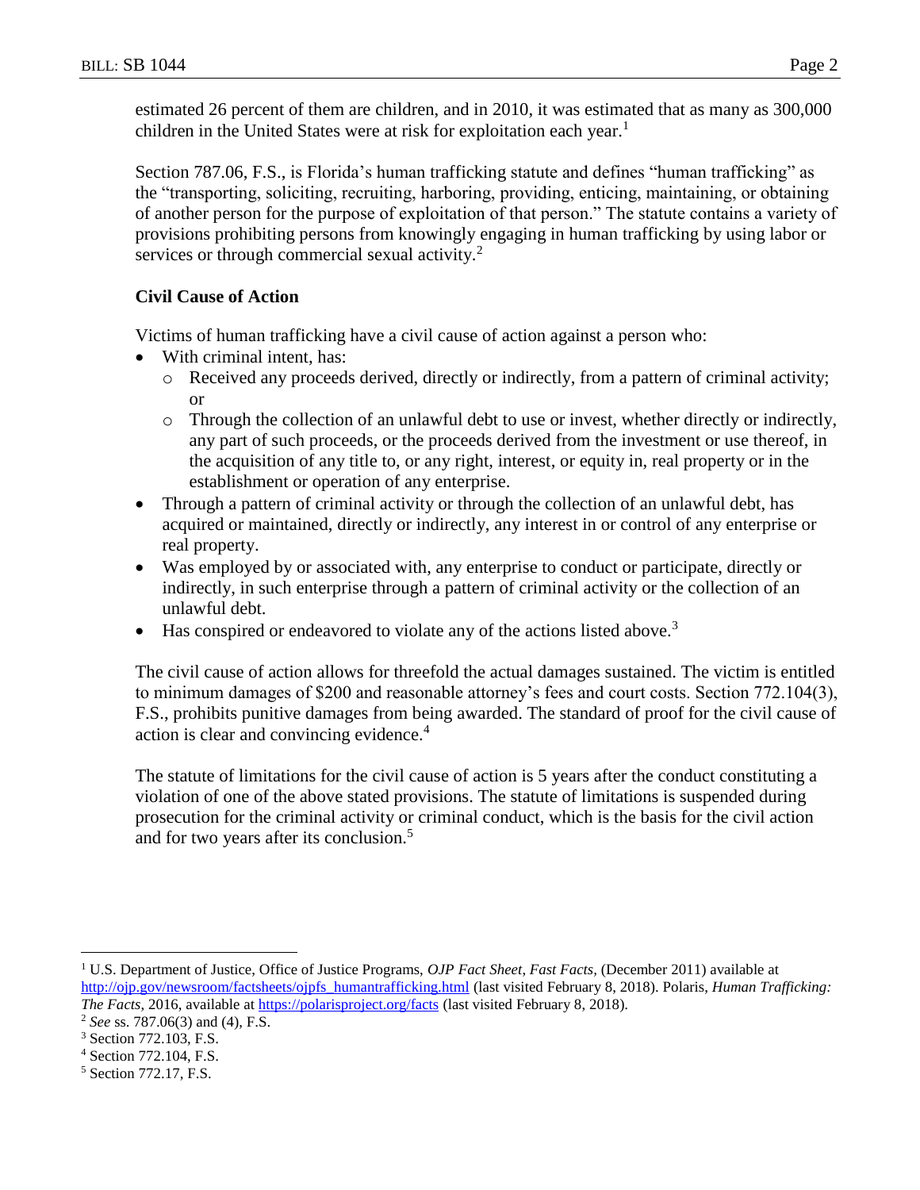estimated 26 percent of them are children, and in 2010, it was estimated that as many as 300,000 children in the United States were at risk for exploitation each year.[1]

Section 787.06, F.S., is Florida's human trafficking statute and defines "human trafficking" as the "transporting, soliciting, recruiting, harboring, providing, enticing, maintaining, or obtaining of another person for the purpose of exploitation of that person." The statute contains a variety of provisions prohibiting persons from knowingly engaging in human trafficking by using labor or services or through commercial sexual activity.[2]

**Civil Cause of Action**

Victims of human trafficking have a civil cause of action against a person who:

- With criminal intent, has:
  - Received any proceeds derived, directly or indirectly, from a pattern of criminal activity; or
  - Through the collection of an unlawful debt to use or invest, whether directly or indirectly, any part of such proceeds, or the proceeds derived from the investment or use thereof, in the acquisition of any title to, or any right, interest, or equity in, real property or in the establishment or operation of any enterprise.
- Through a pattern of criminal activity or through the collection of an unlawful debt, has acquired or maintained, directly or indirectly, any interest in or control of any enterprise or real property.
- Was employed by or associated with, any enterprise to conduct or participate, directly or indirectly, in such enterprise through a pattern of criminal activity or the collection of an unlawful debt.
- Has conspired or endeavored to violate any of the actions listed above.[3]

The civil cause of action allows for threefold the actual damages sustained. The victim is entitled to minimum damages of $200 and reasonable attorney's fees and court costs. Section 772.104(3), F.S., prohibits punitive damages from being awarded. The standard of proof for the civil cause of action is clear and convincing evidence.[4]

The statute of limitations for the civil cause of action is 5 years after the conduct constituting a violation of one of the above stated provisions. The statute of limitations is suspended during prosecution for the criminal activity or criminal conduct, which is the basis for the civil action and for two years after its conclusion.[5]

---

[1] U.S. Department of Justice, Office of Justice Programs, *OJP Fact Sheet*, *Fast Facts,* (December 2011) available at http://ojp.gov/newsroom/factsheets/ojpfs_humantrafficking.html (last visited February 8, 2018). Polaris, *Human Trafficking: The Facts*, 2016, available at https://polarisproject.org/facts (last visited February 8, 2018).

[2] *See* ss. 787.06(3) and (4), F.S.

[3] Section 772.103, F.S.

[4] Section 772.104, F.S.

[5] Section 772.17, F.S.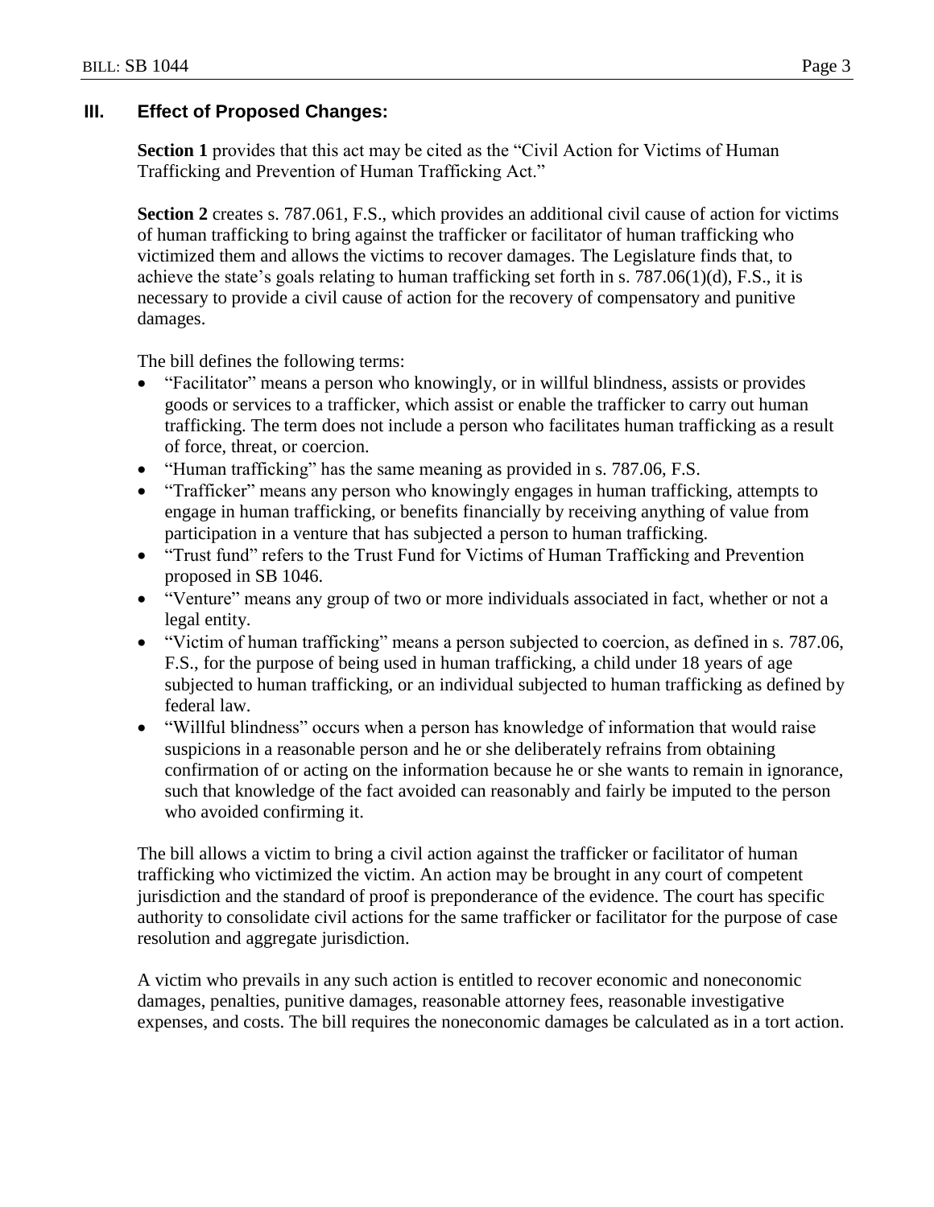## III. Effect of Proposed Changes:

**Section 1** provides that this act may be cited as the "Civil Action for Victims of Human Trafficking and Prevention of Human Trafficking Act."

**Section 2** creates s. 787.061, F.S., which provides an additional civil cause of action for victims of human trafficking to bring against the trafficker or facilitator of human trafficking who victimized them and allows the victims to recover damages. The Legislature finds that, to achieve the state's goals relating to human trafficking set forth in s. 787.06(1)(d), F.S., it is necessary to provide a civil cause of action for the recovery of compensatory and punitive damages.

The bill defines the following terms:

- "Facilitator" means a person who knowingly, or in willful blindness, assists or provides goods or services to a trafficker, which assist or enable the trafficker to carry out human trafficking. The term does not include a person who facilitates human trafficking as a result of force, threat, or coercion.
- "Human trafficking" has the same meaning as provided in s. 787.06, F.S.
- "Trafficker" means any person who knowingly engages in human trafficking, attempts to engage in human trafficking, or benefits financially by receiving anything of value from participation in a venture that has subjected a person to human trafficking.
- "Trust fund" refers to the Trust Fund for Victims of Human Trafficking and Prevention proposed in SB 1046.
- "Venture" means any group of two or more individuals associated in fact, whether or not a legal entity.
- "Victim of human trafficking" means a person subjected to coercion, as defined in s. 787.06, F.S., for the purpose of being used in human trafficking, a child under 18 years of age subjected to human trafficking, or an individual subjected to human trafficking as defined by federal law.
- "Willful blindness" occurs when a person has knowledge of information that would raise suspicions in a reasonable person and he or she deliberately refrains from obtaining confirmation of or acting on the information because he or she wants to remain in ignorance, such that knowledge of the fact avoided can reasonably and fairly be imputed to the person who avoided confirming it.

The bill allows a victim to bring a civil action against the trafficker or facilitator of human trafficking who victimized the victim. An action may be brought in any court of competent jurisdiction and the standard of proof is preponderance of the evidence. The court has specific authority to consolidate civil actions for the same trafficker or facilitator for the purpose of case resolution and aggregate jurisdiction.

A victim who prevails in any such action is entitled to recover economic and noneconomic damages, penalties, punitive damages, reasonable attorney fees, reasonable investigative expenses, and costs. The bill requires the noneconomic damages be calculated as in a tort action.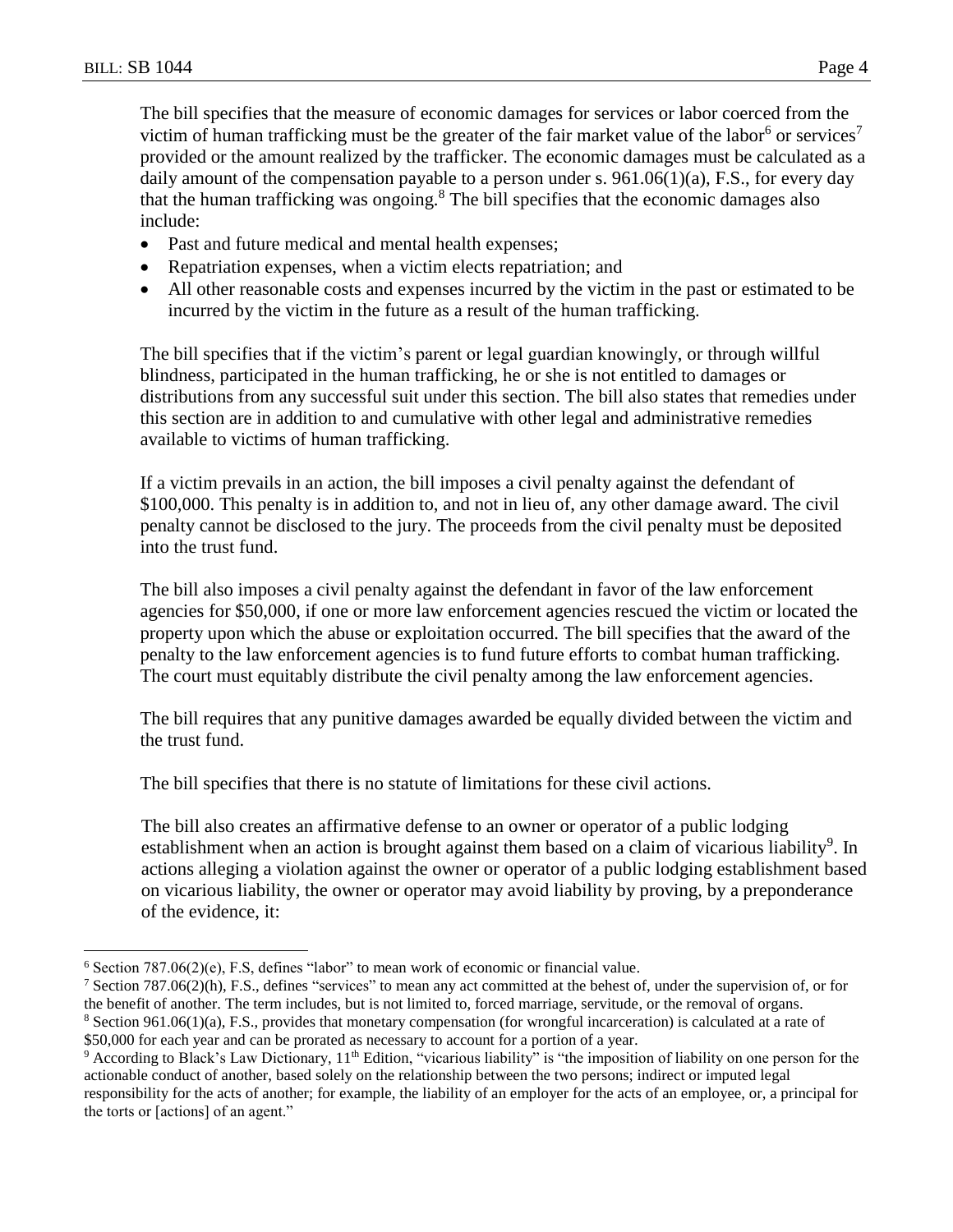The bill specifies that the measure of economic damages for services or labor coerced from the victim of human trafficking must be the greater of the fair market value of the labor[6] or services[7] provided or the amount realized by the trafficker. The economic damages must be calculated as a daily amount of the compensation payable to a person under s. 961.06(1)(a), F.S., for every day that the human trafficking was ongoing.[8] The bill specifies that the economic damages also include:

- Past and future medical and mental health expenses;
- Repatriation expenses, when a victim elects repatriation; and
- All other reasonable costs and expenses incurred by the victim in the past or estimated to be incurred by the victim in the future as a result of the human trafficking.

The bill specifies that if the victim's parent or legal guardian knowingly, or through willful blindness, participated in the human trafficking, he or she is not entitled to damages or distributions from any successful suit under this section. The bill also states that remedies under this section are in addition to and cumulative with other legal and administrative remedies available to victims of human trafficking.

If a victim prevails in an action, the bill imposes a civil penalty against the defendant of $100,000. This penalty is in addition to, and not in lieu of, any other damage award. The civil penalty cannot be disclosed to the jury. The proceeds from the civil penalty must be deposited into the trust fund.

The bill also imposes a civil penalty against the defendant in favor of the law enforcement agencies for $50,000, if one or more law enforcement agencies rescued the victim or located the property upon which the abuse or exploitation occurred. The bill specifies that the award of the penalty to the law enforcement agencies is to fund future efforts to combat human trafficking. The court must equitably distribute the civil penalty among the law enforcement agencies.

The bill requires that any punitive damages awarded be equally divided between the victim and the trust fund.

The bill specifies that there is no statute of limitations for these civil actions.

The bill also creates an affirmative defense to an owner or operator of a public lodging establishment when an action is brought against them based on a claim of vicarious liability[9]. In actions alleging a violation against the owner or operator of a public lodging establishment based on vicarious liability, the owner or operator may avoid liability by proving, by a preponderance of the evidence, it:

---

[6] Section 787.06(2)(e), F.S, defines "labor" to mean work of economic or financial value.

[7] Section 787.06(2)(h), F.S., defines "services" to mean any act committed at the behest of, under the supervision of, or for the benefit of another. The term includes, but is not limited to, forced marriage, servitude, or the removal of organs.

[8] Section 961.06(1)(a), F.S., provides that monetary compensation (for wrongful incarceration) is calculated at a rate of $50,000 for each year and can be prorated as necessary to account for a portion of a year.

[9] According to Black's Law Dictionary, 11th Edition, "vicarious liability" is "the imposition of liability on one person for the actionable conduct of another, based solely on the relationship between the two persons; indirect or imputed legal responsibility for the acts of another; for example, the liability of an employer for the acts of an employee, or, a principal for the torts or [actions] of an agent."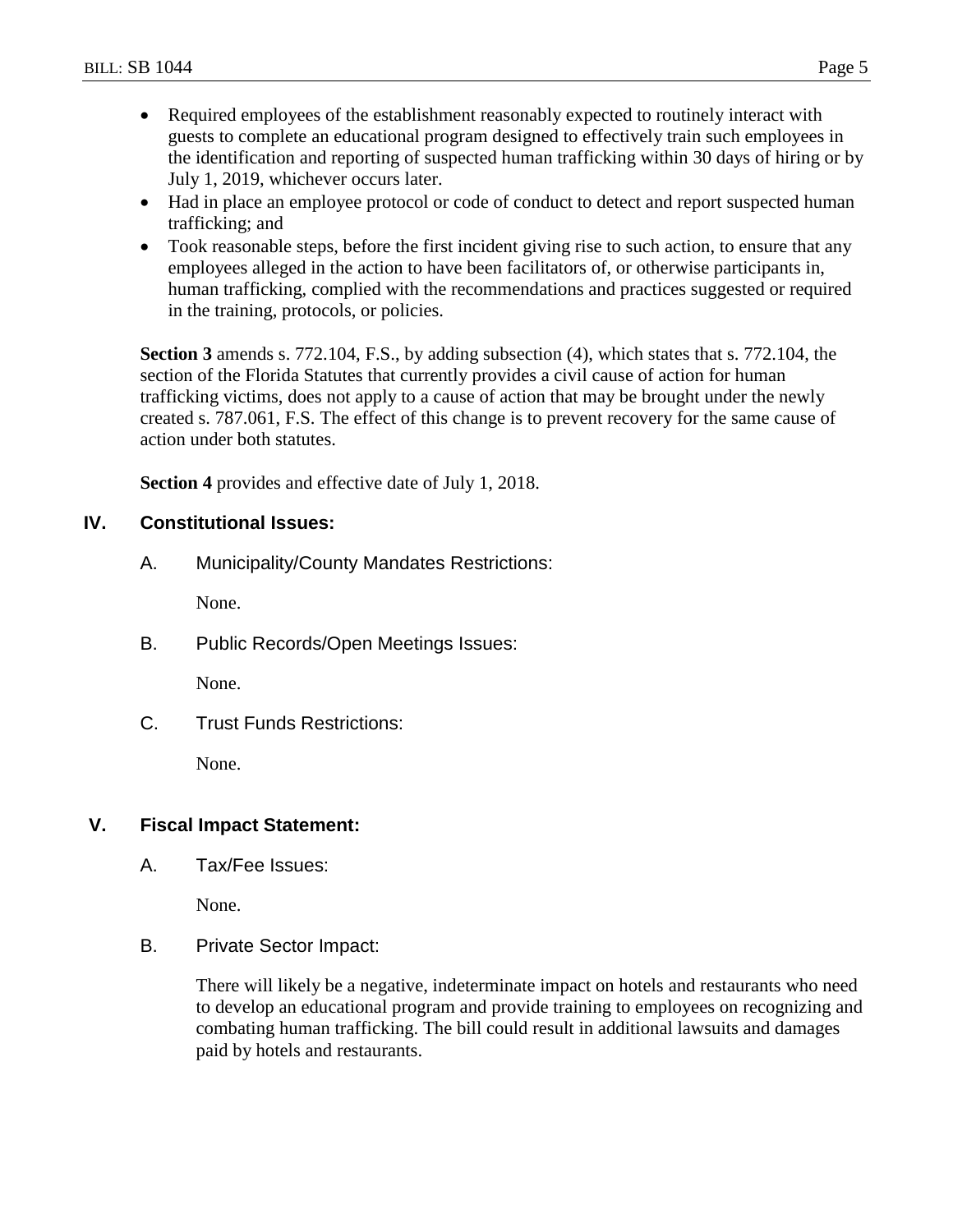- Required employees of the establishment reasonably expected to routinely interact with guests to complete an educational program designed to effectively train such employees in the identification and reporting of suspected human trafficking within 30 days of hiring or by July 1, 2019, whichever occurs later.
- Had in place an employee protocol or code of conduct to detect and report suspected human trafficking; and
- Took reasonable steps, before the first incident giving rise to such action, to ensure that any employees alleged in the action to have been facilitators of, or otherwise participants in, human trafficking, complied with the recommendations and practices suggested or required in the training, protocols, or policies.

**Section 3** amends s. 772.104, F.S., by adding subsection (4), which states that s. 772.104, the section of the Florida Statutes that currently provides a civil cause of action for human trafficking victims, does not apply to a cause of action that may be brought under the newly created s. 787.061, F.S. The effect of this change is to prevent recovery for the same cause of action under both statutes.

**Section 4** provides and effective date of July 1, 2018.

## IV. Constitutional Issues:

### A. Municipality/County Mandates Restrictions:

None.

### B. Public Records/Open Meetings Issues:

None.

### C. Trust Funds Restrictions:

None.

## V. Fiscal Impact Statement:

### A. Tax/Fee Issues:

None.

### B. Private Sector Impact:

There will likely be a negative, indeterminate impact on hotels and restaurants who need to develop an educational program and provide training to employees on recognizing and combating human trafficking. The bill could result in additional lawsuits and damages paid by hotels and restaurants.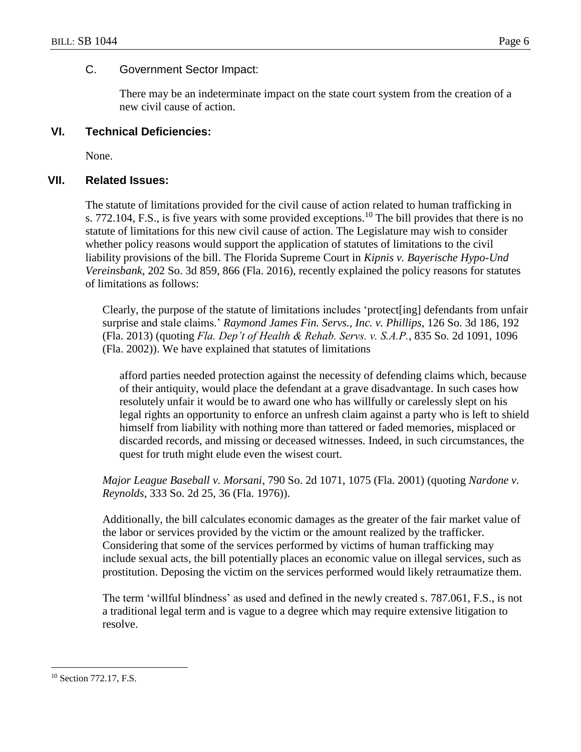### C. Government Sector Impact:

There may be an indeterminate impact on the state court system from the creation of a new civil cause of action.

## VI. Technical Deficiencies:

None.

## VII. Related Issues:

The statute of limitations provided for the civil cause of action related to human trafficking in s. 772.104, F.S., is five years with some provided exceptions.[10] The bill provides that there is no statute of limitations for this new civil cause of action. The Legislature may wish to consider whether policy reasons would support the application of statutes of limitations to the civil liability provisions of the bill. The Florida Supreme Court in *Kipnis v. Bayerische Hypo-Und Vereinsbank*, 202 So. 3d 859, 866 (Fla. 2016), recently explained the policy reasons for statutes of limitations as follows:

> Clearly, the purpose of the statute of limitations includes 'protect[ing] defendants from unfair surprise and stale claims.' *Raymond James Fin. Servs., Inc. v. Phillips*, 126 So. 3d 186, 192 (Fla. 2013) (quoting *Fla. Dep't of Health & Rehab. Servs. v. S.A.P.*, 835 So. 2d 1091, 1096 (Fla. 2002)). We have explained that statutes of limitations
>
> > afford parties needed protection against the necessity of defending claims which, because of their antiquity, would place the defendant at a grave disadvantage. In such cases how resolutely unfair it would be to award one who has willfully or carelessly slept on his legal rights an opportunity to enforce an unfresh claim against a party who is left to shield himself from liability with nothing more than tattered or faded memories, misplaced or discarded records, and missing or deceased witnesses. Indeed, in such circumstances, the quest for truth might elude even the wisest court.
>
> *Major League Baseball v. Morsani*, 790 So. 2d 1071, 1075 (Fla. 2001) (quoting *Nardone v. Reynolds*, 333 So. 2d 25, 36 (Fla. 1976)).

Additionally, the bill calculates economic damages as the greater of the fair market value of the labor or services provided by the victim or the amount realized by the trafficker. Considering that some of the services performed by victims of human trafficking may include sexual acts, the bill potentially places an economic value on illegal services, such as prostitution. Deposing the victim on the services performed would likely retraumatize them.

The term 'willful blindness' as used and defined in the newly created s. 787.061, F.S., is not a traditional legal term and is vague to a degree which may require extensive litigation to resolve.

---

[10] Section 772.17, F.S.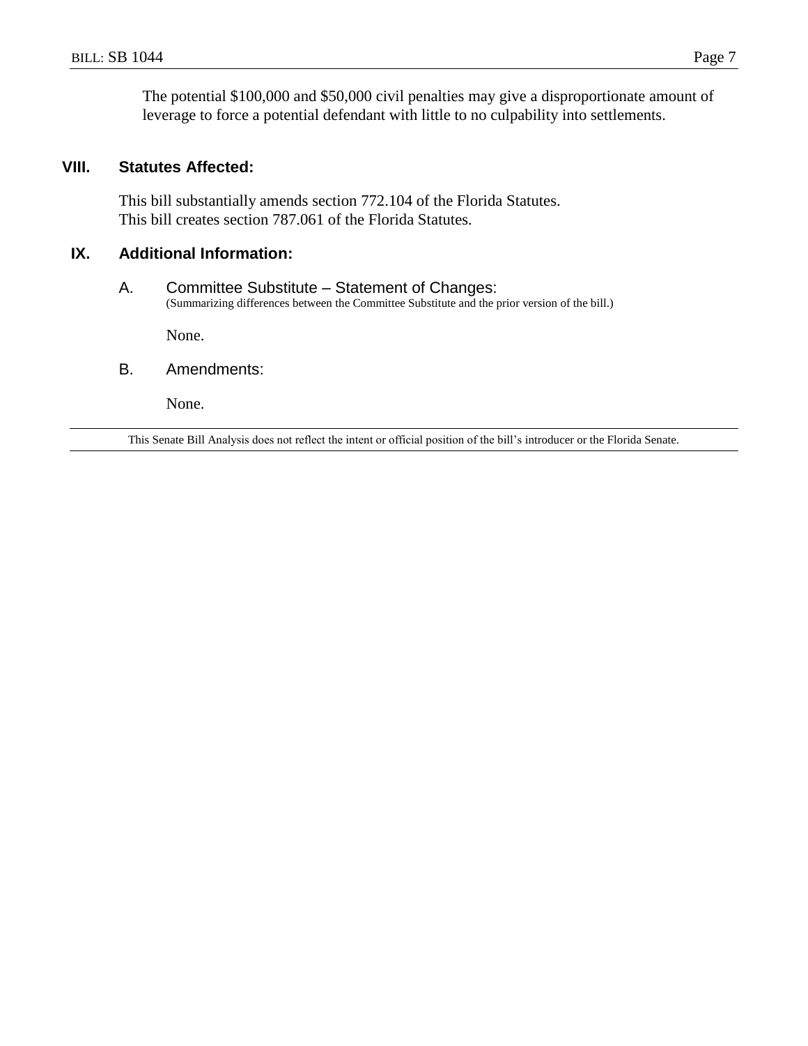The potential $100,000 and $50,000 civil penalties may give a disproportionate amount of leverage to force a potential defendant with little to no culpability into settlements.

## VIII. Statutes Affected:

This bill substantially amends section 772.104 of the Florida Statutes.
This bill creates section 787.061 of the Florida Statutes.

## IX. Additional Information:

### A. Committee Substitute – Statement of Changes:

(Summarizing differences between the Committee Substitute and the prior version of the bill.)

None.

### B. Amendments:

None.

This Senate Bill Analysis does not reflect the intent or official position of the bill's introducer or the Florida Senate.